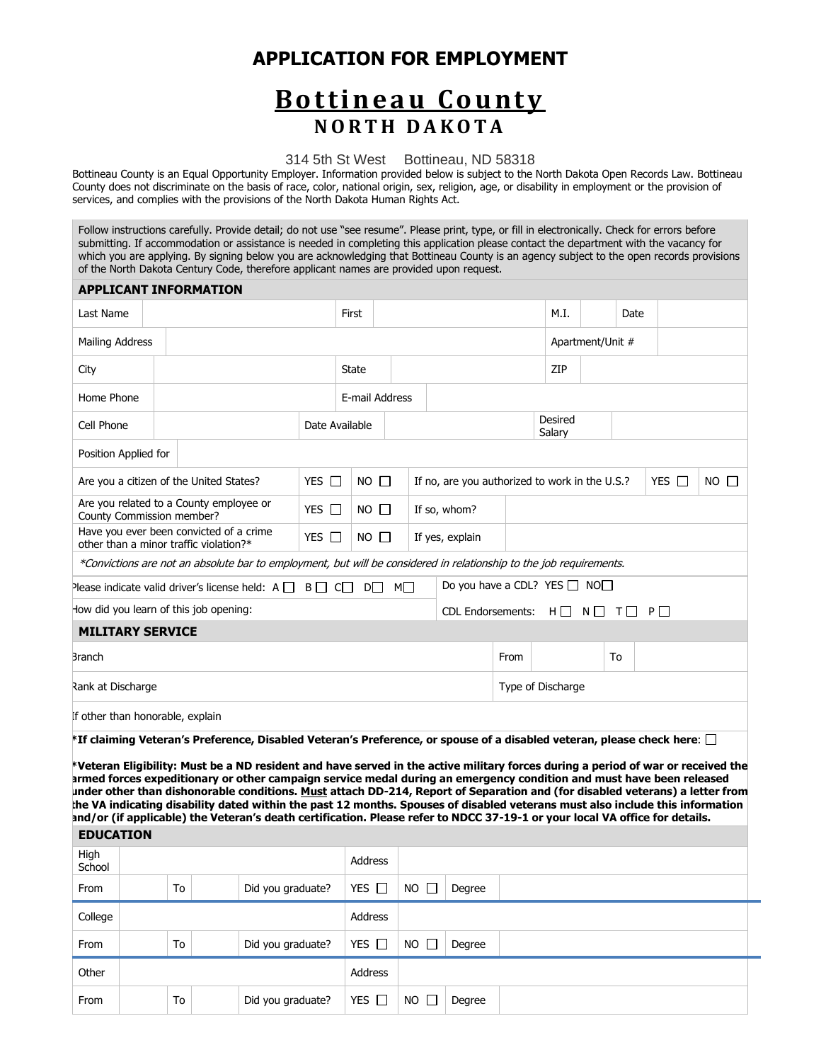# APPLICATION FOR EMPLOYMENT

# Bottineau County

## NORTH DAKOTA

314 5th St West Bottineau, ND 58318

Bottineau County is an Equal Opportunity Employer. Information provided below is subject to the North Dakota Open Records Law. Bottineau County does not discriminate on the basis of race, color, national origin, sex, religion, age, or disability in employment or the provision of services, and complies with the provisions of the North Dakota Human Rights Act.

Follow instructions carefully. Provide detail; do not use "see resume". Please print, type, or fill in electronically. Check for errors before submitting. If accommodation or assistance is needed in completing this application please contact the department with the vacancy for which you are applying. By signing below you are acknowledging that Bottineau County is an agency subject to the open records provisions of the North Dakota Century Code, therefore applicant names are provided upon request.

### APPLICANT INFORMATION

| Last Name | | First | | M.I. | | Date | |
|---|---|---|---|---|---|---|---|
| Mailing Address | | | | Apartment/Unit # | | | |
| City | | State | | ZIP | | | |
| Home Phone | | E-mail Address | | | | | |
| Cell Phone | | Date Available | | Desired Salary | | | |
| Position Applied for | | | | | | | |

| | | | | | | |
|---|---|---|---|---|---|---|
| Are you a citizen of the United States? | YES ☐ | NO ☐ | If no, are you authorized to work in the U.S.? | | YES ☐ | NO ☐ |
| Are you related to a County employee or County Commission member? | YES ☐ | NO ☐ | If so, whom? | | | |
| Have you ever been convicted of a crime other than a minor traffic violation?* | YES ☐ | NO ☐ | If yes, explain | | | |

*\*Convictions are not an absolute bar to employment, but will be considered in relationship to the job requirements.*

Please indicate valid driver's license held: A ☐ B ☐ C ☐ D ☐ M ☐ | Do you have a CDL? YES ☐ NO ☐

How did you learn of this job opening: | CDL Endorsements: H ☐ N ☐ T ☐ P ☐

### MILITARY SERVICE

| Branch | | From | | To | |
|---|---|---|---|---|---|
| Rank at Discharge | | Type of Discharge | | | |
| If other than honorable, explain | | | | | |

**\*If claiming Veteran's Preference, Disabled Veteran's Preference, or spouse of a disabled veteran, please check here:** ☐

**\*Veteran Eligibility: Must be a ND resident and have served in the active military forces during a period of war or received the armed forces expeditionary or other campaign service medal during an emergency condition and must have been released under other than dishonorable conditions. Must attach DD-214, Report of Separation and (for disabled veterans) a letter from the VA indicating disability dated within the past 12 months. Spouses of disabled veterans must also include this information and/or (if applicable) the Veteran's death certification. Please refer to NDCC 37-19-1 or your local VA office for details.**

### EDUCATION

| High School | | | | Address | | | |
|---|---|---|---|---|---|---|---|
| From | | To | | Did you graduate? | YES ☐ | NO ☐ | Degree |
| College | | | | Address | | | |
| From | | To | | Did you graduate? | YES ☐ | NO ☐ | Degree |
| Other | | | | Address | | | |
| From | | To | | Did you graduate? | YES ☐ | NO ☐ | Degree |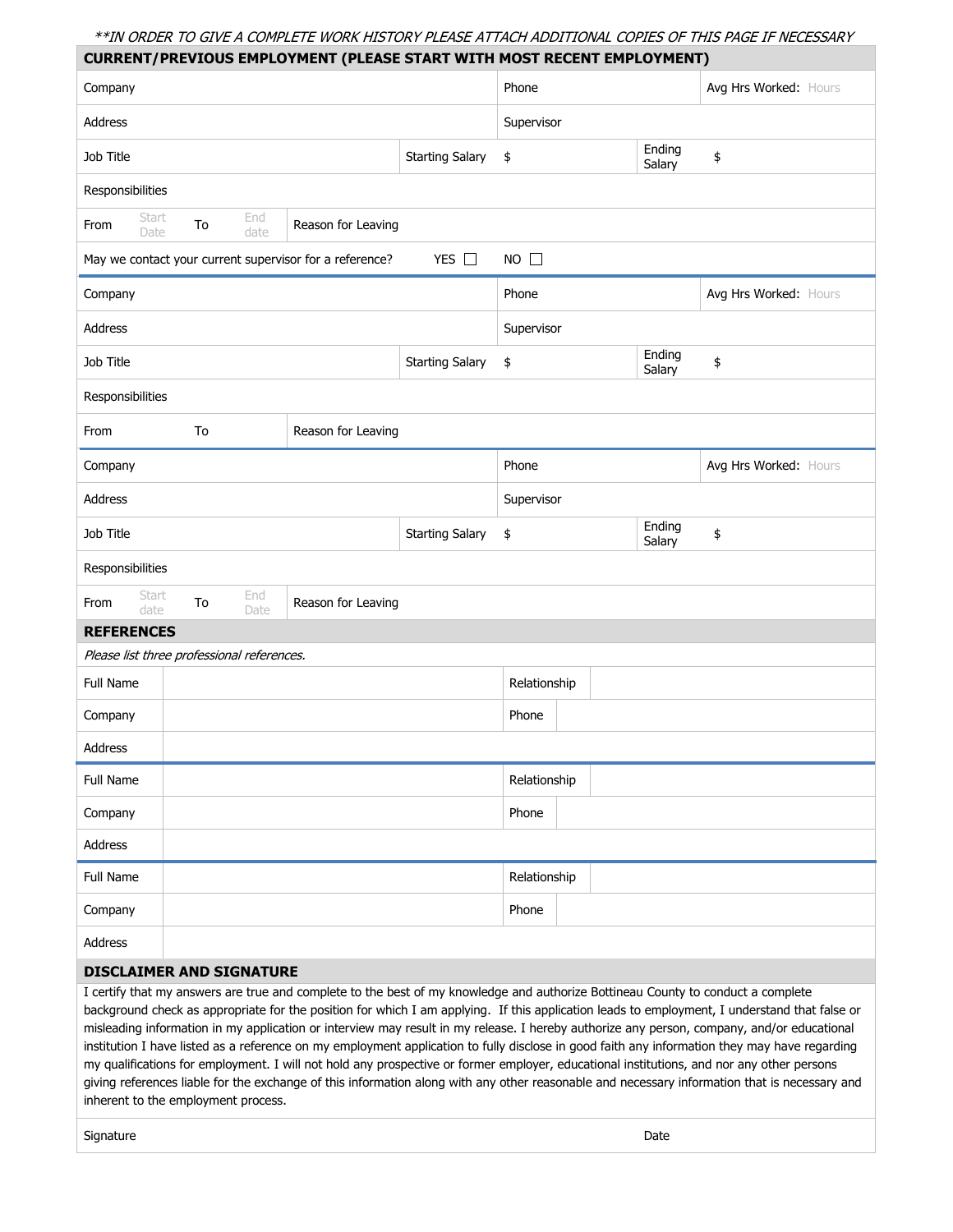*\*\*IN ORDER TO GIVE A COMPLETE WORK HISTORY PLEASE ATTACH ADDITIONAL COPIES OF THIS PAGE IF NECESSARY*

## CURRENT/PREVIOUS EMPLOYMENT (PLEASE START WITH MOST RECENT EMPLOYMENT)

| | | | | | | |
|---|---|---|---|---|---|---|
| Company | | | Phone | | | Avg Hrs Worked: Hours |
| Address | | | Supervisor | | | |
| Job Title | | Starting Salary | $ | Ending Salary | $ | |
| Responsibilities | | | | | | |
| From Start Date | To End date | Reason for Leaving | | | | |
| May we contact your current supervisor for a reference? | | YES ☐ | NO ☐ | | | |

| | | | | | | |
|---|---|---|---|---|---|---|
| Company | | | Phone | | | Avg Hrs Worked: Hours |
| Address | | | Supervisor | | | |
| Job Title | | Starting Salary | $ | Ending Salary | $ | |
| Responsibilities | | | | | | |
| From | To | Reason for Leaving | | | | |

| | | | | | | |
|---|---|---|---|---|---|---|
| Company | | | Phone | | | Avg Hrs Worked: Hours |
| Address | | | Supervisor | | | |
| Job Title | | Starting Salary | $ | Ending Salary | $ | |
| Responsibilities | | | | | | |
| From Start date | To End Date | Reason for Leaving | | | | |

## REFERENCES

*Please list three professional references.*

| | | | |
|---|---|---|---|
| Full Name | | Relationship | |
| Company | | Phone | |
| Address | | | |

| | | | |
|---|---|---|---|
| Full Name | | Relationship | |
| Company | | Phone | |
| Address | | | |

| | | | |
|---|---|---|---|
| Full Name | | Relationship | |
| Company | | Phone | |
| Address | | | |

## DISCLAIMER AND SIGNATURE

I certify that my answers are true and complete to the best of my knowledge and authorize Bottineau County to conduct a complete background check as appropriate for the position for which I am applying. If this application leads to employment, I understand that false or misleading information in my application or interview may result in my release. I hereby authorize any person, company, and/or educational institution I have listed as a reference on my employment application to fully disclose in good faith any information they may have regarding my qualifications for employment. I will not hold any prospective or former employer, educational institutions, and nor any other persons giving references liable for the exchange of this information along with any other reasonable and necessary information that is necessary and inherent to the employment process.

| | | | |
|---|---|---|---|
| Signature | | Date | |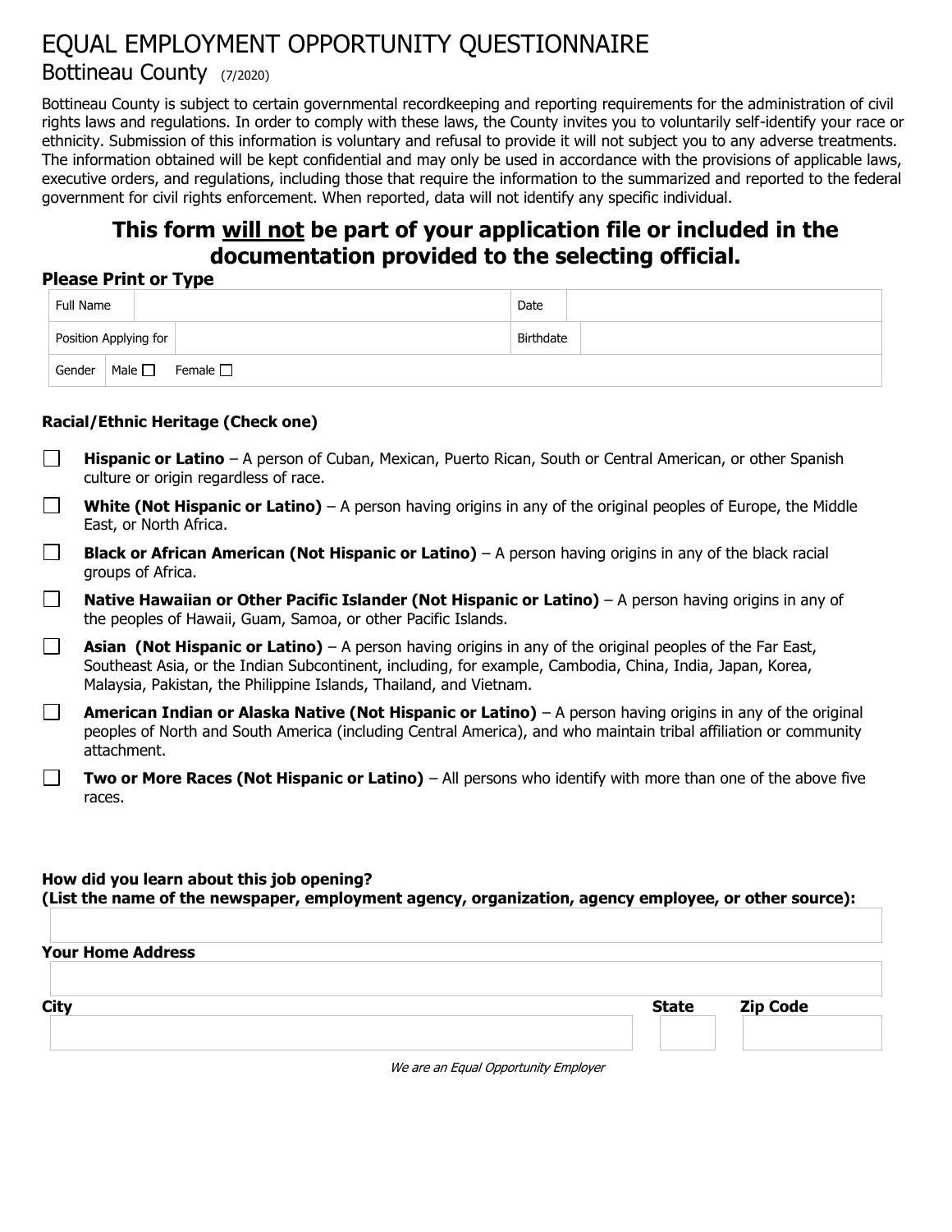# EQUAL EMPLOYMENT OPPORTUNITY QUESTIONNAIRE

## Bottineau County (7/2020)

Bottineau County is subject to certain governmental recordkeeping and reporting requirements for the administration of civil rights laws and regulations. In order to comply with these laws, the County invites you to voluntarily self-identify your race or ethnicity. Submission of this information is voluntary and refusal to provide it will not subject you to any adverse treatments. The information obtained will be kept confidential and may only be used in accordance with the provisions of applicable laws, executive orders, and regulations, including those that require the information to the summarized and reported to the federal government for civil rights enforcement. When reported, data will not identify any specific individual.

### This form <u>will not</u> be part of your application file or included in the documentation provided to the selecting official.

**Please Print or Type**

| | | | |
|---|---|---|---|
| Full Name | | Date | |
| Position Applying for | | Birthdate | |
| Gender | Male ☐ Female ☐ | | |

**Racial/Ethnic Heritage (Check one)**

☐ **Hispanic or Latino** – A person of Cuban, Mexican, Puerto Rican, South or Central American, or other Spanish culture or origin regardless of race.

☐ **White (Not Hispanic or Latino)** – A person having origins in any of the original peoples of Europe, the Middle East, or North Africa.

☐ **Black or African American (Not Hispanic or Latino)** – A person having origins in any of the black racial groups of Africa.

☐ **Native Hawaiian or Other Pacific Islander (Not Hispanic or Latino)** – A person having origins in any of the peoples of Hawaii, Guam, Samoa, or other Pacific Islands.

☐ **Asian (Not Hispanic or Latino)** – A person having origins in any of the original peoples of the Far East, Southeast Asia, or the Indian Subcontinent, including, for example, Cambodia, China, India, Japan, Korea, Malaysia, Pakistan, the Philippine Islands, Thailand, and Vietnam.

☐ **American Indian or Alaska Native (Not Hispanic or Latino)** – A person having origins in any of the original peoples of North and South America (including Central America), and who maintain tribal affiliation or community attachment.

☐ **Two or More Races (Not Hispanic or Latino)** – All persons who identify with more than one of the above five races.

**How did you learn about this job opening?**
**(List the name of the newspaper, employment agency, organization, agency employee, or other source):**

**Your Home Address**

**City** **State** **Zip Code**

*We are an Equal Opportunity Employer*